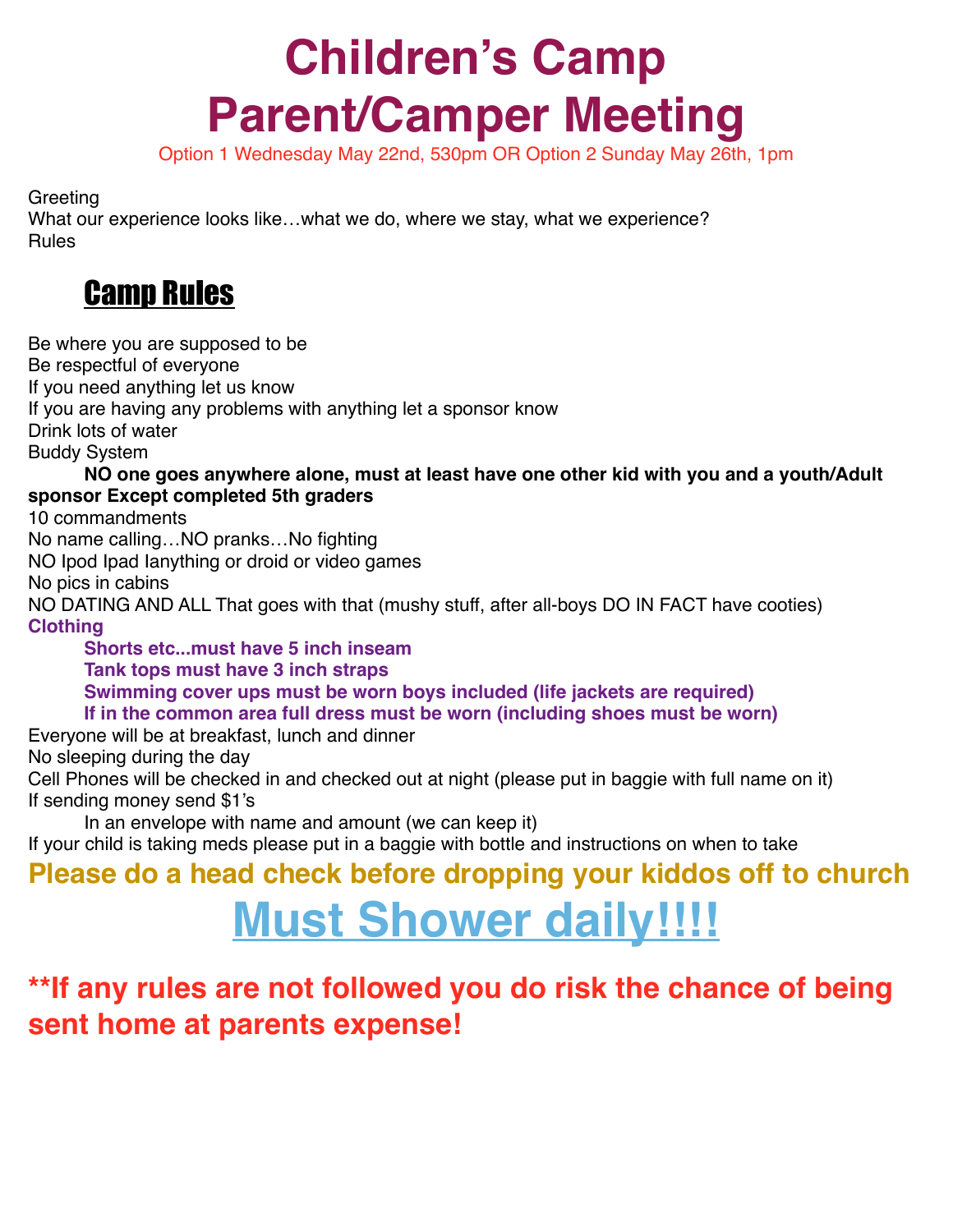# Children's Camp
# Parent/Camper Meeting

Option 1 Wednesday May 22nd, 530pm OR Option 2 Sunday May 26th, 1pm

Greeting
What our experience looks like…what we do, where we stay, what we experience?
Rules

## Camp Rules

Be where you are supposed to be
Be respectful of everyone
If you need anything let us know
If you are having any problems with anything let a sponsor know
Drink lots of water
Buddy System

**NO one goes anywhere alone, must at least have one other kid with you and a youth/Adult sponsor Except completed 5th graders**

10 commandments
No name calling…NO pranks…No fighting
NO Ipod Ipad Ianything or droid or video games
No pics in cabins
NO DATING AND ALL That goes with that (mushy stuff, after all-boys DO IN FACT have cooties)

**Clothing**

**Shorts etc...must have 5 inch inseam**
**Tank tops must have 3 inch straps**
**Swimming cover ups must be worn boys included (life jackets are required)**
**If in the common area full dress must be worn (including shoes must be worn)**

Everyone will be at breakfast, lunch and dinner
No sleeping during the day
Cell Phones will be checked in and checked out at night (please put in baggie with full name on it)
If sending money send $1's

In an envelope with name and amount (we can keep it)

If your child is taking meds please put in a baggie with bottle and instructions on when to take

**Please do a head check before dropping your kiddos off to church**

# Must Shower daily!!!!

**\*\*If any rules are not followed you do risk the chance of being sent home at parents expense!**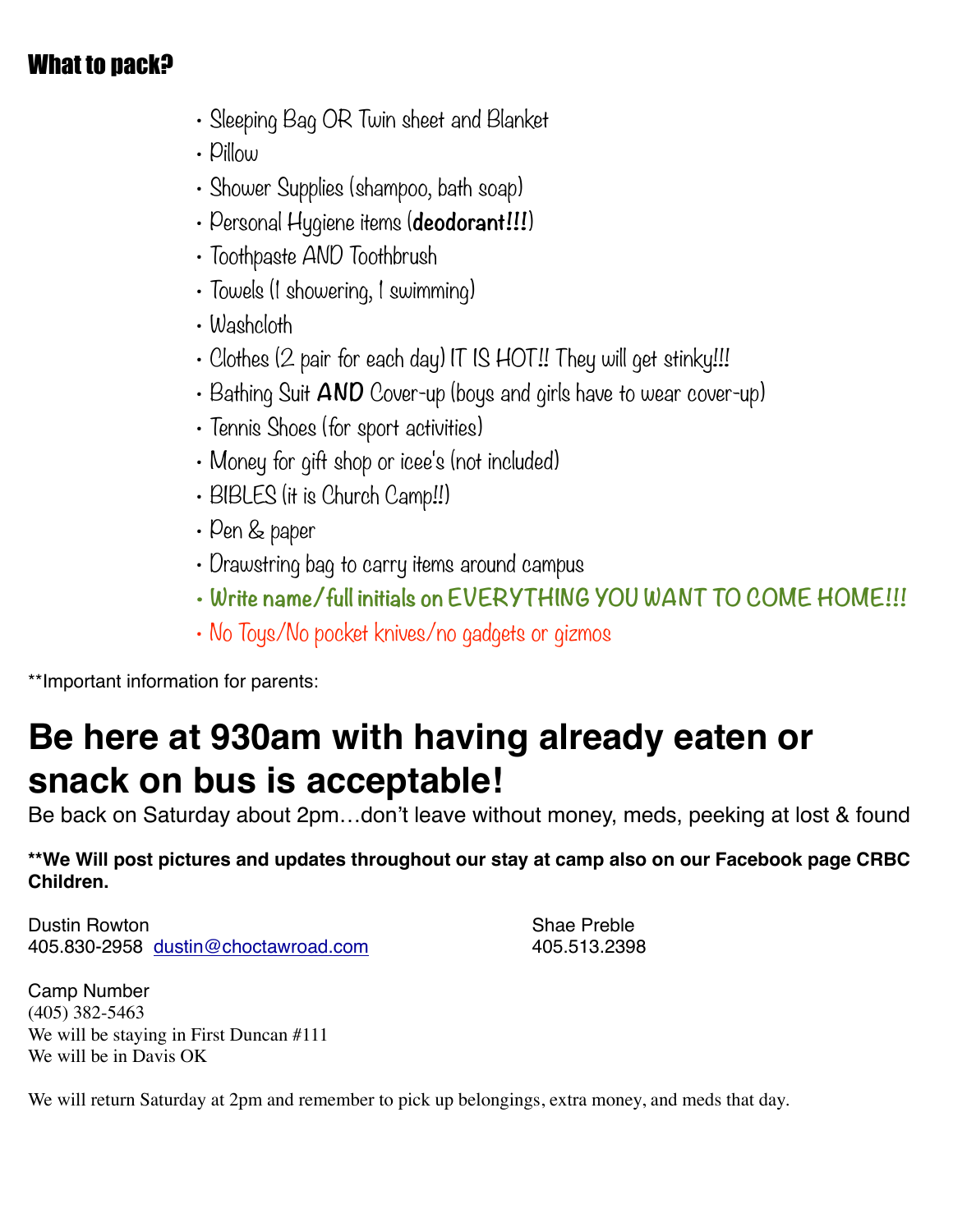## What to pack?

- Sleeping Bag OR Twin sheet and Blanket
- Pillow
- Shower Supplies (shampoo, bath soap)
- Personal Hygiene items (**deodorant!!!**)
- Toothpaste AND Toothbrush
- Towels (1 showering, 1 swimming)
- Washcloth
- Clothes (2 pair for each day) IT IS HOT!! They will get stinky!!!
- Bathing Suit **AND** Cover-up (boys and girls have to wear cover-up)
- Tennis Shoes (for sport activities)
- Money for gift shop or icee's (not included)
- BIBLES (it is Church Camp!!)
- Pen & paper
- Drawstring bag to carry items around campus
- **Write name/full initials on EVERYTHING YOU WANT TO COME HOME!!!**
- No Toys/No pocket knives/no gadgets or gizmos

**Important information for parents:

# Be here at 930am with having already eaten or snack on bus is acceptable!

Be back on Saturday about 2pm…don't leave without money, meds, peeking at lost & found

****We Will post pictures and updates throughout our stay at camp also on our Facebook page CRBC Children.**

Dustin Rowton
405.830-2958 dustin@choctawroad.com

Shae Preble
405.513.2398

Camp Number
(405) 382-5463
We will be staying in First Duncan #111
We will be in Davis OK

We will return Saturday at 2pm and remember to pick up belongings, extra money, and meds that day.